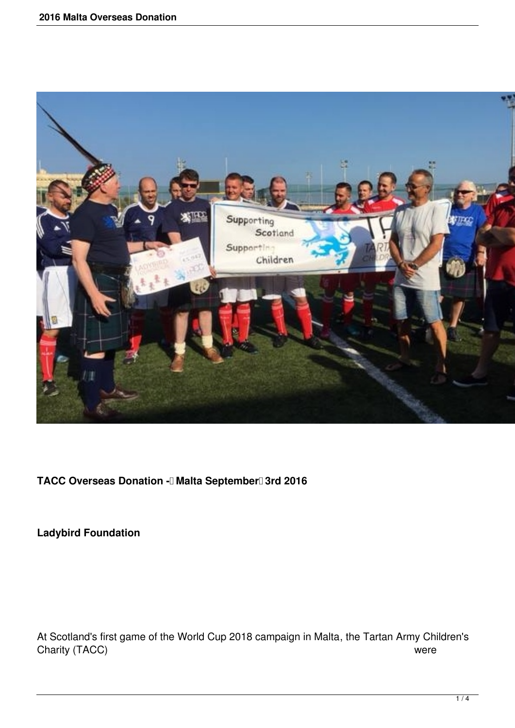**TACC Overseas Donation - Malta September 3rd 2016**

**Ladybird Foundation**

At Scotland's first game of the World Cup 2018 campaign in Malta, the Tartan Army Children's Charity (TACC) were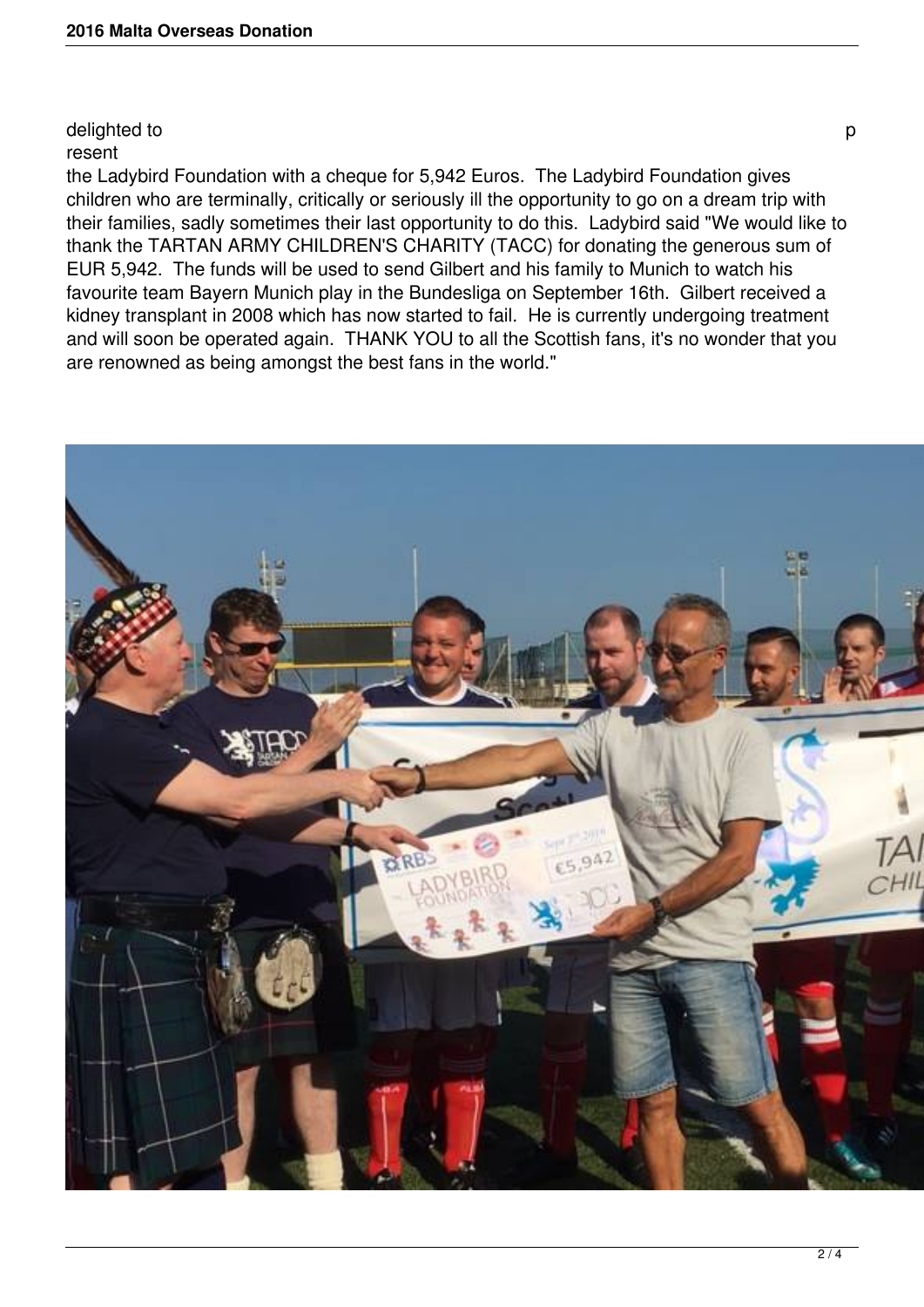delighted to present the Ladybird Foundation with a cheque for 5,942 Euros. The Ladybird Foundation gives children who are terminally, critically or seriously ill the opportunity to go on a dream trip with their families, sadly sometimes their last opportunity to do this. Ladybird said "We would like to thank the TARTAN ARMY CHILDREN'S CHARITY (TACC) for donating the generous sum of EUR 5,942. The funds will be used to send Gilbert and his family to Munich to watch his favourite team Bayern Munich play in the Bundesliga on September 16th. Gilbert received a kidney transplant in 2008 which has now started to fail. He is currently undergoing treatment and will soon be operated again. THANK YOU to all the Scottish fans, it's no wonder that you are renowned as being amongst the best fans in the world."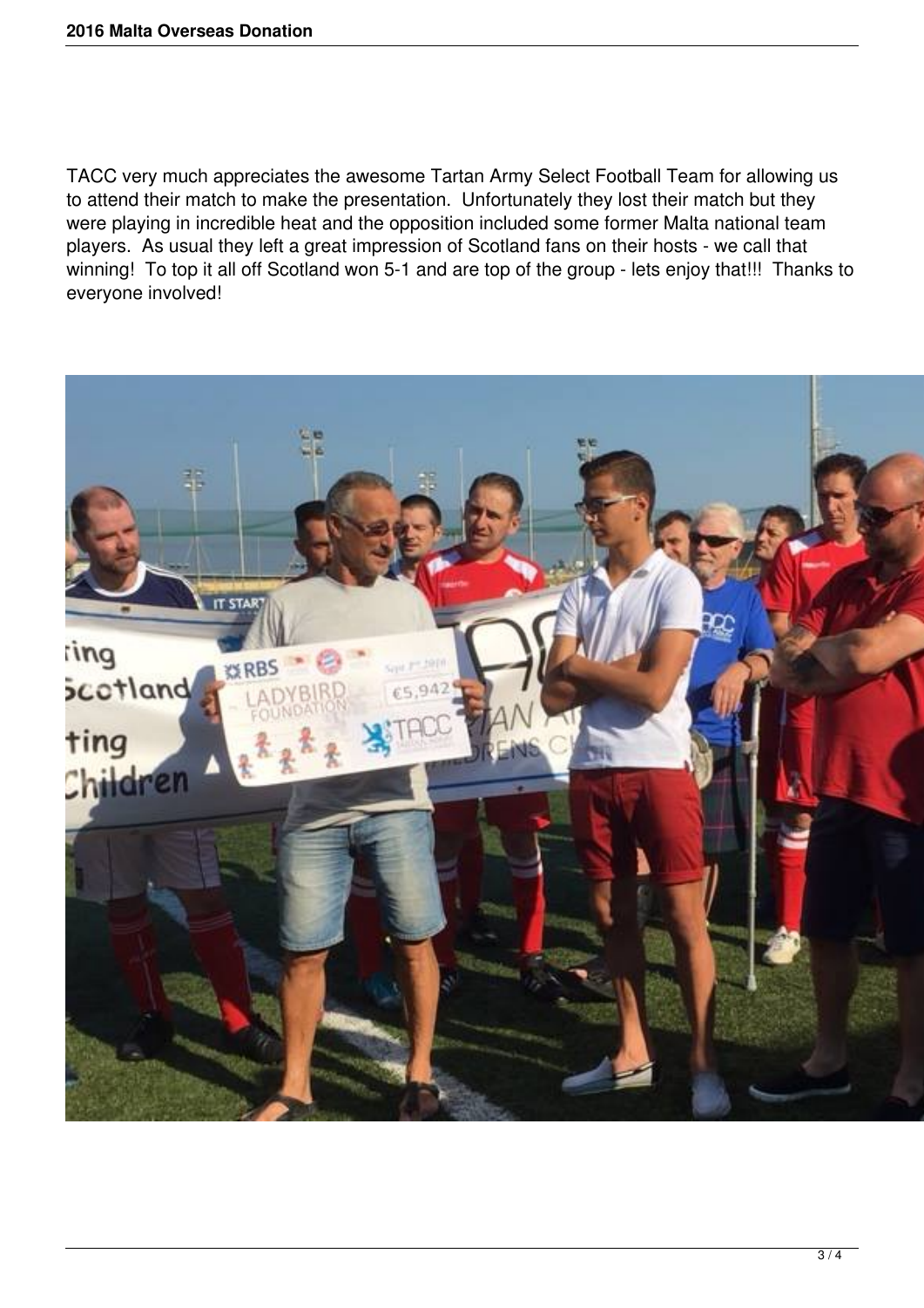TACC very much appreciates the awesome Tartan Army Select Football Team for allowing us to attend their match to make the presentation. Unfortunately they lost their match but they were playing in incredible heat and the opposition included some former Malta national team players. As usual they left a great impression of Scotland fans on their hosts - we call that winning! To top it all off Scotland won 5-1 and are top of the group - lets enjoy that!!! Thanks to everyone involved!